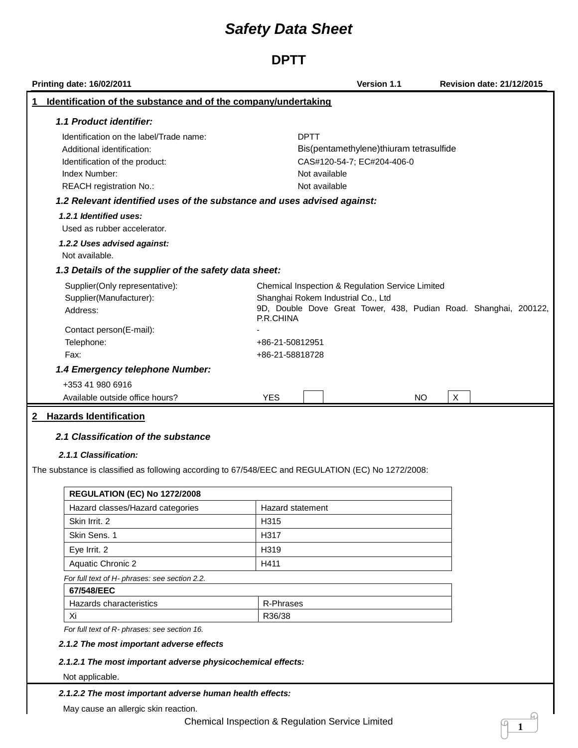# Safety Data Sheet

## DPTT

**Printing date: 16/02/2011** **Version 1.1** **Revision date: 21/12/2015**

## 1 Identification of the substance and of the company/undertaking

### *1.1 Product identifier:*

| | |
|---|---|
| Identification on the label/Trade name: | DPTT |
| Additional identification: | Bis(pentamethylene)thiuram tetrasulfide |
| Identification of the product: | CAS#120-54-7; EC#204-406-0 |
| Index Number: | Not available |
| REACH registration No.: | Not available |

### *1.2 Relevant identified uses of the substance and uses advised against:*

***1.2.1 Identified uses:***

Used as rubber accelerator.

***1.2.2 Uses advised against:***

Not available.

### *1.3 Details of the supplier of the safety data sheet:*

| | |
|---|---|
| Supplier(Only representative): | Chemical Inspection & Regulation Service Limited |
| Supplier(Manufacturer): | Shanghai Rokem Industrial Co., Ltd |
| Address: | 9D, Double Dove Great Tower, 438, Pudian Road. Shanghai, 200122, P.R.CHINA |
| Contact person(E-mail): | - |
| Telephone: | +86-21-50812951 |
| Fax: | +86-21-58818728 |

### *1.4 Emergency telephone Number:*

+353 41 980 6916

| Available outside office hours? | YES | | NO | X |
|---|---|---|---|---|

## 2 Hazards Identification

### *2.1 Classification of the substance*

***2.1.1 Classification:***

The substance is classified as following according to 67/548/EEC and REGULATION (EC) No 1272/2008:

| **REGULATION (EC) No 1272/2008** | |
|---|---|
| Hazard classes/Hazard categories | Hazard statement |
| Skin Irrit. 2 | H315 |
| Skin Sens. 1 | H317 |
| Eye Irrit. 2 | H319 |
| Aquatic Chronic 2 | H411 |

*For full text of H- phrases: see section 2.2.*

| **67/548/EEC** | |
|---|---|
| Hazards characteristics | R-Phrases |
| Xi | R36/38 |

*For full text of R- phrases: see section 16.*

***2.1.2 The most important adverse effects***

***2.1.2.1 The most important adverse physicochemical effects:***

Not applicable.

***2.1.2.2 The most important adverse human health effects:***

May cause an allergic skin reaction.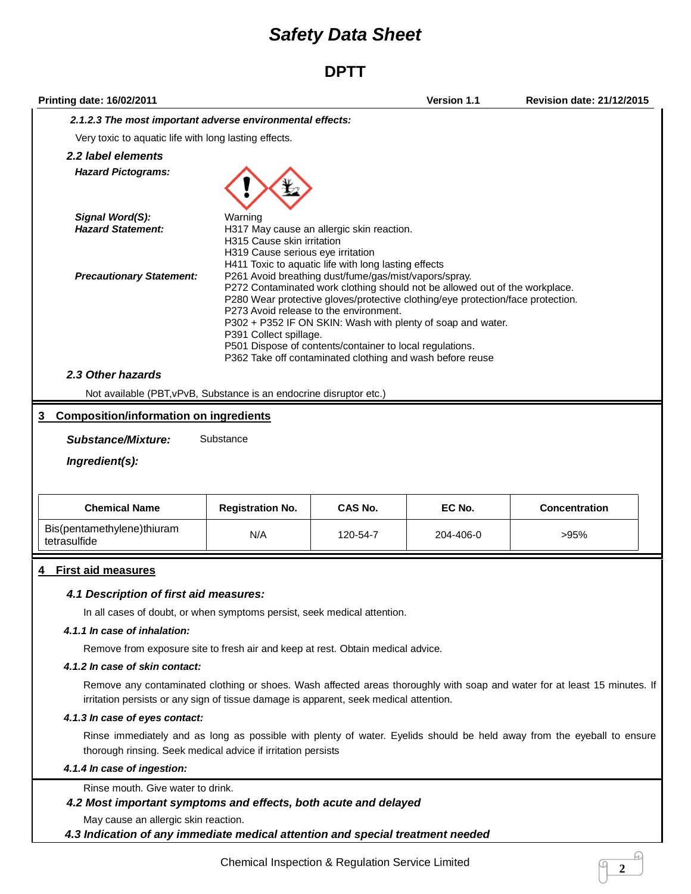#### *2.1.2.3 The most important adverse environmental effects:*

Very toxic to aquatic life with long lasting effects.

### *2.2 label elements*

***Hazard Pictograms:***

***Signal Word(S):*** Warning

***Hazard Statement:***
H317 May cause an allergic skin reaction.
H315 Cause skin irritation
H319 Cause serious eye irritation
H411 Toxic to aquatic life with long lasting effects

***Precautionary Statement:***
P261 Avoid breathing dust/fume/gas/mist/vapors/spray.
P272 Contaminated work clothing should not be allowed out of the workplace.
P280 Wear protective gloves/protective clothing/eye protection/face protection.
P273 Avoid release to the environment.
P302 + P352 IF ON SKIN: Wash with plenty of soap and water.
P391 Collect spillage.
P501 Dispose of contents/container to local regulations.
P362 Take off contaminated clothing and wash before reuse

### *2.3 Other hazards*

Not available (PBT,vPvB, Substance is an endocrine disruptor etc.)

## 3 Composition/information on ingredients

***Substance/Mixture:*** Substance

***Ingredient(s):***

| Chemical Name | Registration No. | CAS No. | EC No. | Concentration |
|---|---|---|---|---|
| Bis(pentamethylene)thiuram tetrasulfide | N/A | 120-54-7 | 204-406-0 | >95% |

## 4 First aid measures

### *4.1 Description of first aid measures:*

In all cases of doubt, or when symptoms persist, seek medical attention.

#### *4.1.1 In case of inhalation:*

Remove from exposure site to fresh air and keep at rest. Obtain medical advice.

#### *4.1.2 In case of skin contact:*

Remove any contaminated clothing or shoes. Wash affected areas thoroughly with soap and water for at least 15 minutes. If irritation persists or any sign of tissue damage is apparent, seek medical attention.

#### *4.1.3 In case of eyes contact:*

Rinse immediately and as long as possible with plenty of water. Eyelids should be held away from the eyeball to ensure thorough rinsing. Seek medical advice if irritation persists

#### *4.1.4 In case of ingestion:*

Rinse mouth. Give water to drink.

### *4.2 Most important symptoms and effects, both acute and delayed*

May cause an allergic skin reaction.

### *4.3 Indication of any immediate medical attention and special treatment needed*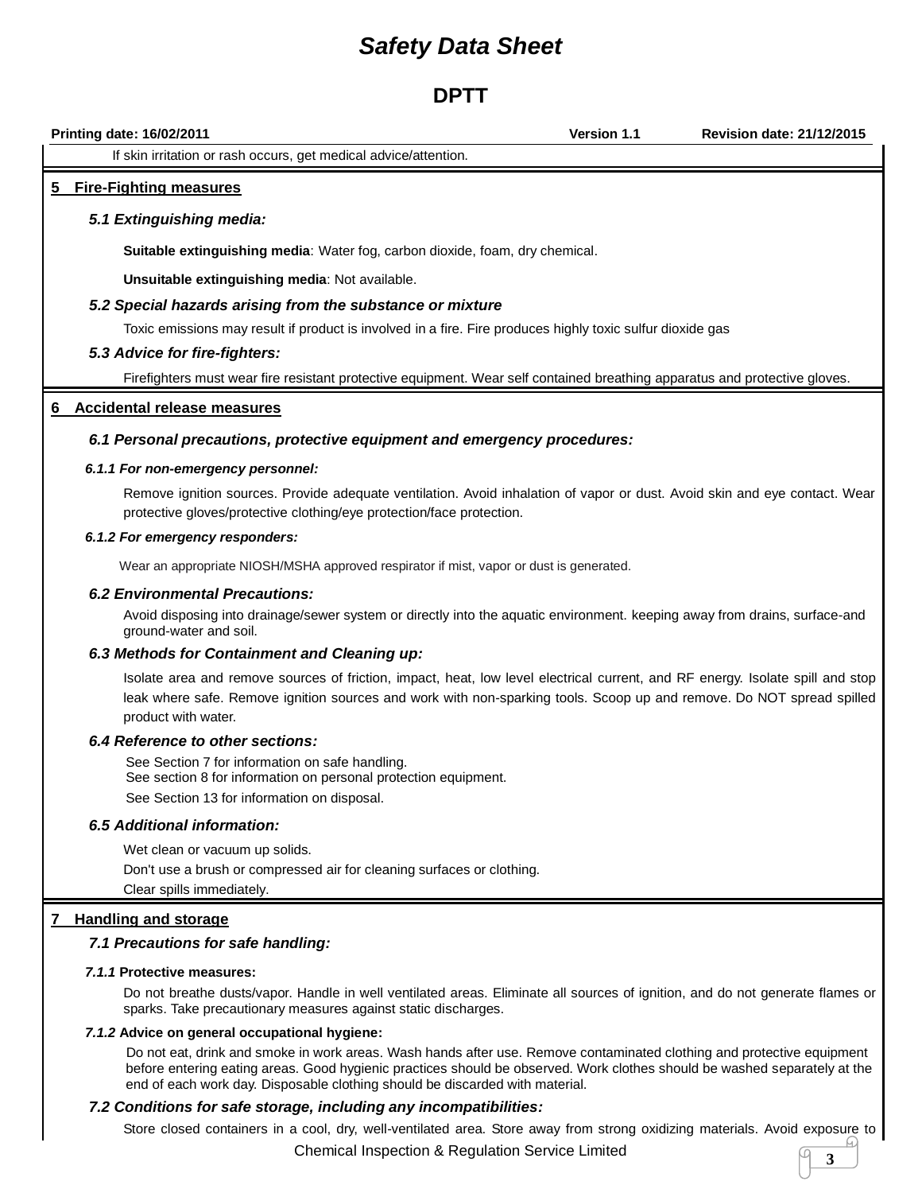If skin irritation or rash occurs, get medical advice/attention.

## 5 Fire-Fighting measures

### *5.1 Extinguishing media:*

**Suitable extinguishing media**: Water fog, carbon dioxide, foam, dry chemical.

**Unsuitable extinguishing media**: Not available.

### *5.2 Special hazards arising from the substance or mixture*

Toxic emissions may result if product is involved in a fire. Fire produces highly toxic sulfur dioxide gas

### *5.3 Advice for fire-fighters:*

Firefighters must wear fire resistant protective equipment. Wear self contained breathing apparatus and protective gloves.

## 6 Accidental release measures

### *6.1 Personal precautions, protective equipment and emergency procedures:*

***6.1.1 For non-emergency personnel:***

Remove ignition sources. Provide adequate ventilation. Avoid inhalation of vapor or dust. Avoid skin and eye contact. Wear protective gloves/protective clothing/eye protection/face protection.

***6.1.2 For emergency responders:***

Wear an appropriate NIOSH/MSHA approved respirator if mist, vapor or dust is generated.

### *6.2 Environmental Precautions:*

Avoid disposing into drainage/sewer system or directly into the aquatic environment. keeping away from drains, surface-and ground-water and soil.

### *6.3 Methods for Containment and Cleaning up:*

Isolate area and remove sources of friction, impact, heat, low level electrical current, and RF energy. Isolate spill and stop leak where safe. Remove ignition sources and work with non-sparking tools. Scoop up and remove. Do NOT spread spilled product with water.

### *6.4 Reference to other sections:*

See Section 7 for information on safe handling.
See section 8 for information on personal protection equipment.
See Section 13 for information on disposal.

### *6.5 Additional information:*

Wet clean or vacuum up solids.
Don't use a brush or compressed air for cleaning surfaces or clothing.
Clear spills immediately.

## 7 Handling and storage

### *7.1 Precautions for safe handling:*

*7.1.1* **Protective measures:**

Do not breathe dusts/vapor. Handle in well ventilated areas. Eliminate all sources of ignition, and do not generate flames or sparks. Take precautionary measures against static discharges.

*7.1.2* **Advice on general occupational hygiene:**

Do not eat, drink and smoke in work areas. Wash hands after use. Remove contaminated clothing and protective equipment before entering eating areas. Good hygienic practices should be observed. Work clothes should be washed separately at the end of each work day. Disposable clothing should be discarded with material.

### *7.2 Conditions for safe storage, including any incompatibilities:*

Store closed containers in a cool, dry, well-ventilated area. Store away from strong oxidizing materials. Avoid exposure to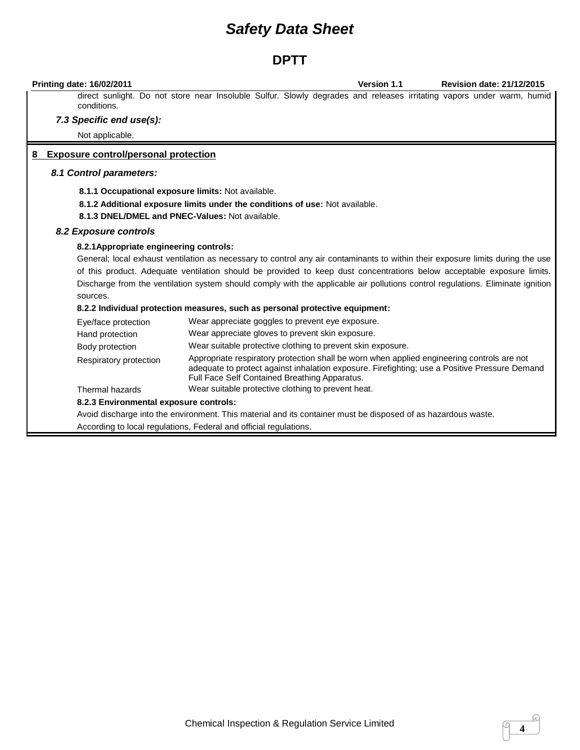direct sunlight. Do not store near Insoluble Sulfur. Slowly degrades and releases irritating vapors under warm, humid conditions.

### *7.3 Specific end use(s):*

Not applicable.

## 8 Exposure control/personal protection

### *8.1 Control parameters:*

**8.1.1 Occupational exposure limits:** Not available.

**8.1.2 Additional exposure limits under the conditions of use:** Not available.

**8.1.3 DNEL/DMEL and PNEC-Values:** Not available.

### *8.2 Exposure controls*

**8.2.1Appropriate engineering controls:**

General; local exhaust ventilation as necessary to control any air contaminants to within their exposure limits during the use of this product. Adequate ventilation should be provided to keep dust concentrations below acceptable exposure limits. Discharge from the ventilation system should comply with the applicable air pollutions control regulations. Eliminate ignition sources.

**8.2.2 Individual protection measures, such as personal protective equipment:**

| | |
|---|---|
| Eye/face protection | Wear appreciate goggles to prevent eye exposure. |
| Hand protection | Wear appreciate gloves to prevent skin exposure. |
| Body protection | Wear suitable protective clothing to prevent skin exposure. |
| Respiratory protection | Appropriate respiratory protection shall be worn when applied engineering controls are not adequate to protect against inhalation exposure. Firefighting; use a Positive Pressure Demand Full Face Self Contained Breathing Apparatus. |
| Thermal hazards | Wear suitable protective clothing to prevent heat. |

**8.2.3 Environmental exposure controls:**

Avoid discharge into the environment. This material and its container must be disposed of as hazardous waste.

According to local regulations, Federal and official regulations.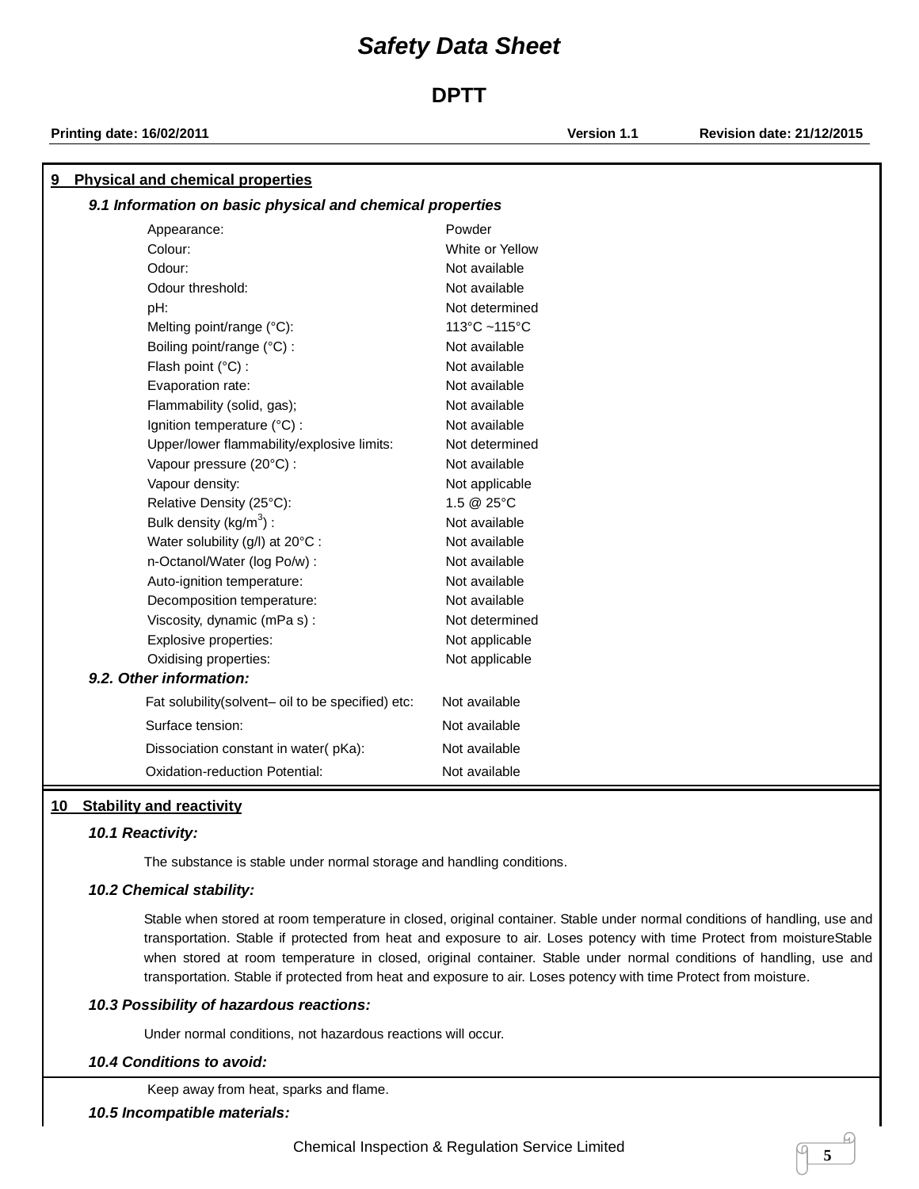## 9 Physical and chemical properties

### 9.1 Information on basic physical and chemical properties

| Property | Value |
|---|---|
| Appearance: | Powder |
| Colour: | White or Yellow |
| Odour: | Not available |
| Odour threshold: | Not available |
| pH: | Not determined |
| Melting point/range (°C): | 113°C ~115°C |
| Boiling point/range (°C) : | Not available |
| Flash point (°C) : | Not available |
| Evaporation rate: | Not available |
| Flammability (solid, gas); | Not available |
| Ignition temperature (°C) : | Not available |
| Upper/lower flammability/explosive limits: | Not determined |
| Vapour pressure (20°C) : | Not available |
| Vapour density: | Not applicable |
| Relative Density (25°C): | 1.5 @ 25°C |
| Bulk density (kg/m$^3$) : | Not available |
| Water solubility (g/l) at 20°C : | Not available |
| n-Octanol/Water (log Po/w) : | Not available |
| Auto-ignition temperature: | Not available |
| Decomposition temperature: | Not available |
| Viscosity, dynamic (mPa s) : | Not determined |
| Explosive properties: | Not applicable |
| Oxidising properties: | Not applicable |

### 9.2. Other information:

| Property | Value |
|---|---|
| Fat solubility(solvent– oil to be specified) etc: | Not available |
| Surface tension: | Not available |
| Dissociation constant in water( pKa): | Not available |
| Oxidation-reduction Potential: | Not available |

## 10 Stability and reactivity

### 10.1 Reactivity:

The substance is stable under normal storage and handling conditions.

### 10.2 Chemical stability:

Stable when stored at room temperature in closed, original container. Stable under normal conditions of handling, use and transportation. Stable if protected from heat and exposure to air. Loses potency with time Protect from moistureStable when stored at room temperature in closed, original container. Stable under normal conditions of handling, use and transportation. Stable if protected from heat and exposure to air. Loses potency with time Protect from moisture.

### 10.3 Possibility of hazardous reactions:

Under normal conditions, not hazardous reactions will occur.

### 10.4 Conditions to avoid:

Keep away from heat, sparks and flame.

### 10.5 Incompatible materials: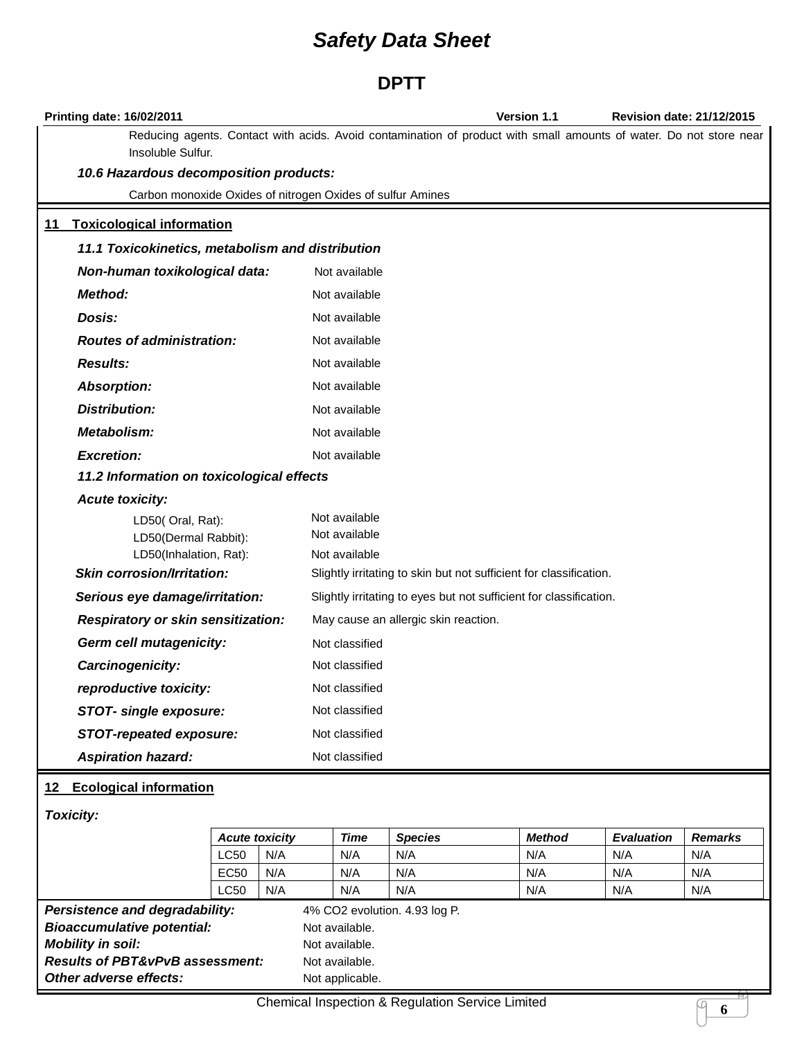Reducing agents. Contact with acids. Avoid contamination of product with small amounts of water. Do not store near Insoluble Sulfur.

***10.6 Hazardous decomposition products:***

Carbon monoxide Oxides of nitrogen Oxides of sulfur Amines

## 11 Toxicological information

***11.1 Toxicokinetics, metabolism and distribution***

***Non-human toxikological data:*** Not available

***Method:*** Not available

***Dosis:*** Not available

***Routes of administration:*** Not available

***Results:*** Not available

***Absorption:*** Not available

***Distribution:*** Not available

***Metabolism:*** Not available

***Excretion:*** Not available

***11.2 Information on toxicological effects***

***Acute toxicity:***

LD50( Oral, Rat): Not available
LD50(Dermal Rabbit): Not available
LD50(Inhalation, Rat): Not available

***Skin corrosion/Irritation:*** Slightly irritating to skin but not sufficient for classification.

***Serious eye damage/irritation:*** Slightly irritating to eyes but not sufficient for classification.

***Respiratory or skin sensitization:*** May cause an allergic skin reaction.

***Germ cell mutagenicity:*** Not classified

***Carcinogenicity:*** Not classified

***reproductive toxicity:*** Not classified

***STOT- single exposure:*** Not classified

***STOT-repeated exposure:*** Not classified

***Aspiration hazard:*** Not classified

## 12 Ecological information

***Toxicity:***

| *Acute toxicity* | | *Time* | *Species* | *Method* | *Evaluation* | *Remarks* |
|---|---|---|---|---|---|---|
| LC50 | N/A | N/A | N/A | N/A | N/A | N/A |
| EC50 | N/A | N/A | N/A | N/A | N/A | N/A |
| LC50 | N/A | N/A | N/A | N/A | N/A | N/A |

***Persistence and degradability:*** 4% $CO_2$ evolution. 4.93 log P.

***Bioaccumulative potential:*** Not available.

***Mobility in soil:*** Not available.

***Results of PBT&vPvB assessment:*** Not available.

***Other adverse effects:*** Not applicable.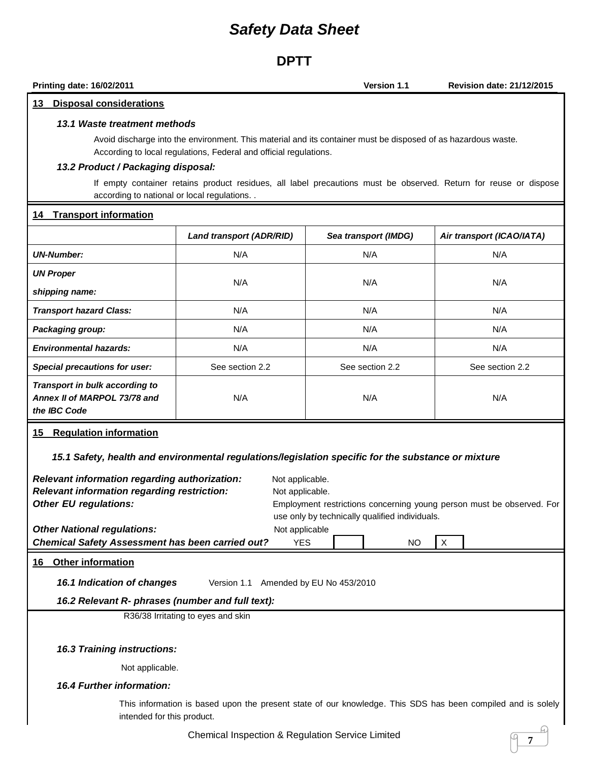## 13 Disposal considerations

### 13.1 Waste treatment methods

Avoid discharge into the environment. This material and its container must be disposed of as hazardous waste. According to local regulations, Federal and official regulations.

### 13.2 Product / Packaging disposal:

If empty container retains product residues, all label precautions must be observed. Return for reuse or dispose according to national or local regulations. .

## 14 Transport information

| | *Land transport (ADR/RID)* | *Sea transport (IMDG)* | *Air transport (ICAO/IATA)* |
|---|---|---|---|
| ***UN-Number:*** | N/A | N/A | N/A |
| ***UN Proper shipping name:*** | N/A | N/A | N/A |
| ***Transport hazard Class:*** | N/A | N/A | N/A |
| ***Packaging group:*** | N/A | N/A | N/A |
| ***Environmental hazards:*** | N/A | N/A | N/A |
| ***Special precautions for user:*** | See section 2.2 | See section 2.2 | See section 2.2 |
| ***Transport in bulk according to Annex II of MARPOL 73/78 and the IBC Code*** | N/A | N/A | N/A |

## 15 Regulation information

### 15.1 Safety, health and environmental regulations/legislation specific for the substance or mixture

***Relevant information regarding authorization:*** Not applicable.
***Relevant information regarding restriction:*** Not applicable.
***Other EU regulations:*** Employment restrictions concerning young person must be observed. For use only by technically qualified individuals.
***Other National regulations:*** Not applicable
***Chemical Safety Assessment has been carried out?*** YES [ ] NO [X]

## 16 Other information

### 16.1 Indication of changes

Version 1.1 Amended by EU No 453/2010

### 16.2 Relevant R- phrases (number and full text):

R36/38 Irritating to eyes and skin

### 16.3 Training instructions:

Not applicable.

### 16.4 Further information:

This information is based upon the present state of our knowledge. This SDS has been compiled and is solely intended for this product.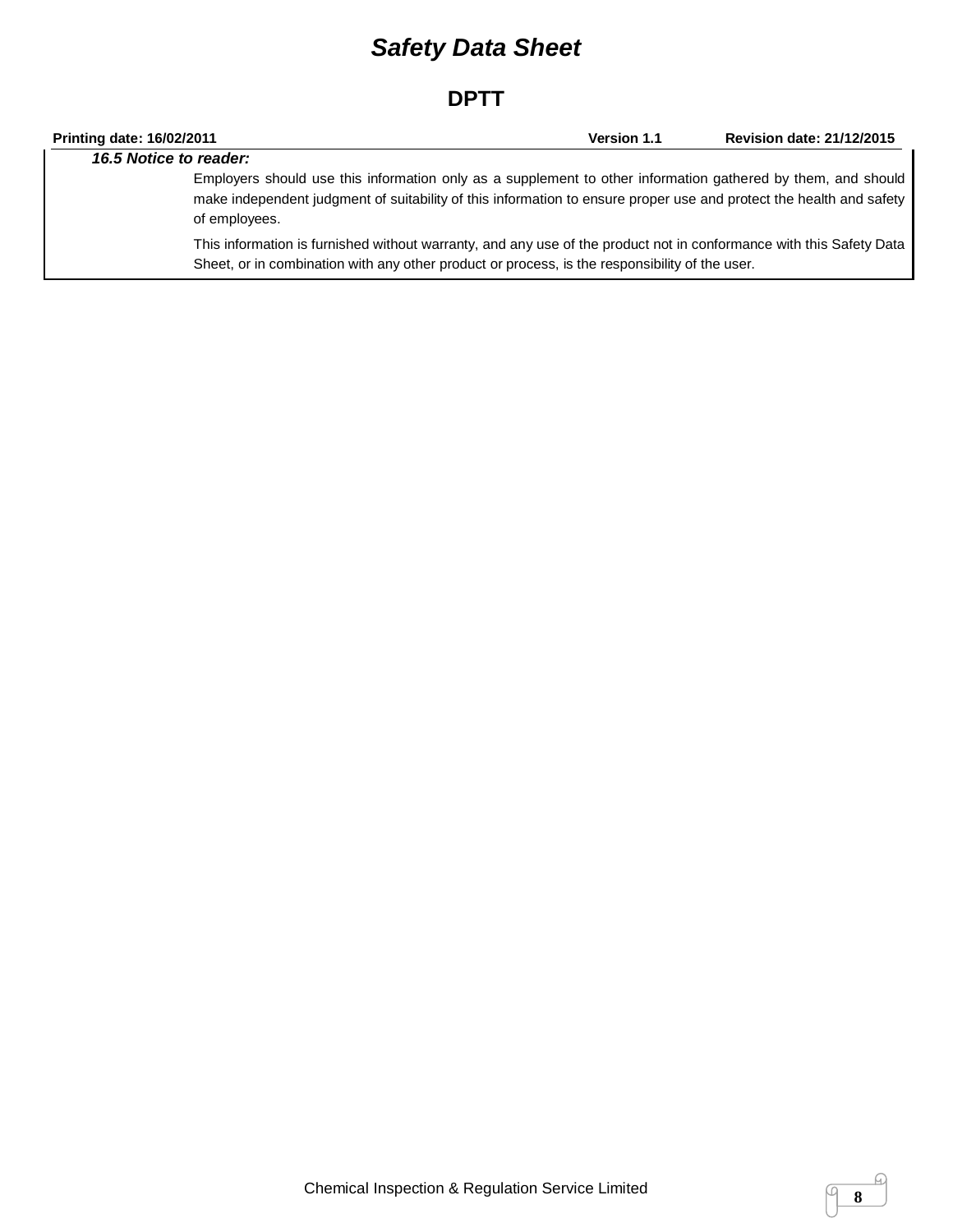### *16.5 Notice to reader:*

Employers should use this information only as a supplement to other information gathered by them, and should make independent judgment of suitability of this information to ensure proper use and protect the health and safety of employees.

This information is furnished without warranty, and any use of the product not in conformance with this Safety Data Sheet, or in combination with any other product or process, is the responsibility of the user.